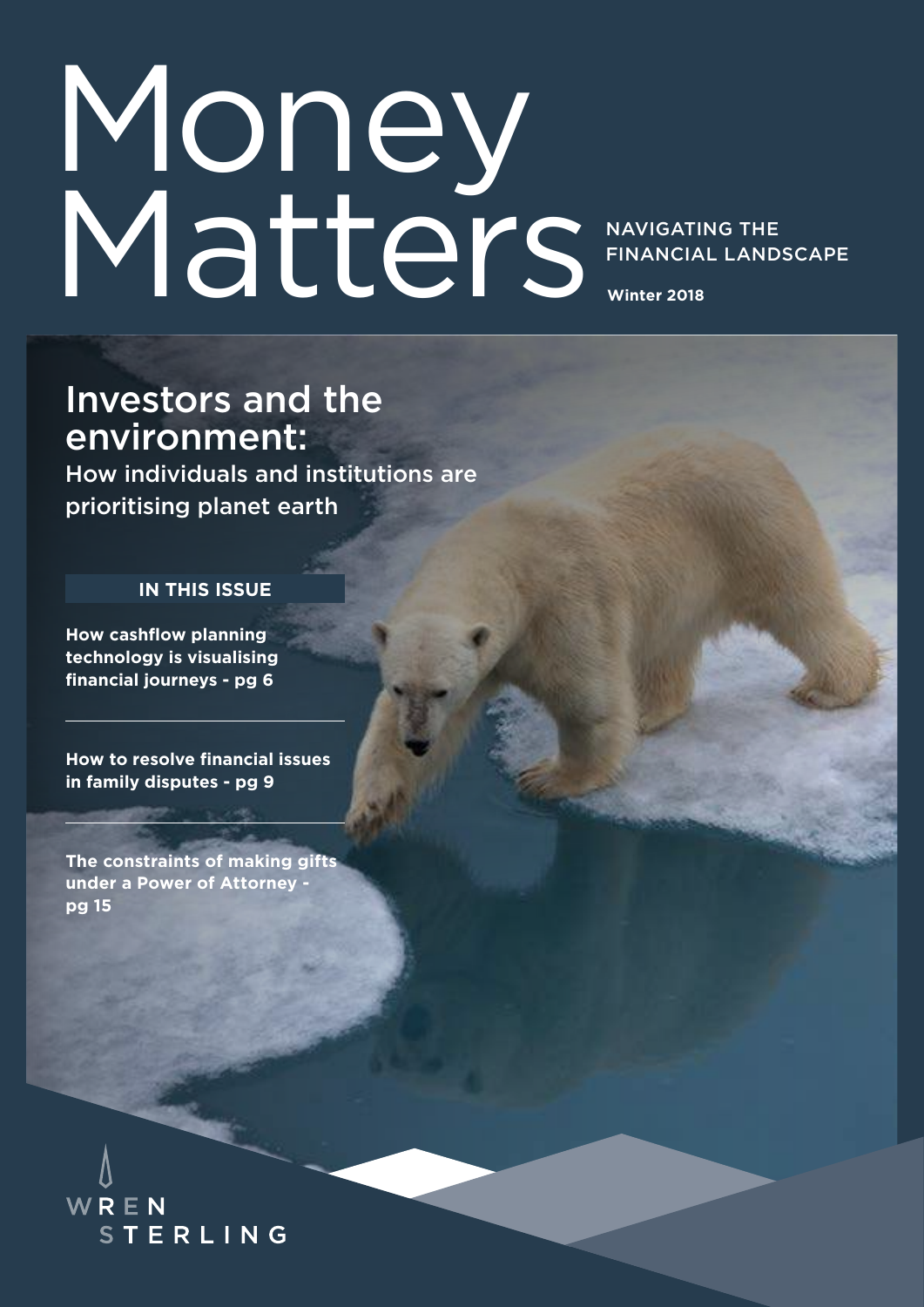# Money Matters

NAVIGATING THE FINANCIAL LANDSCAPE

**Winter 2018**

## Investors and the environment:

How individuals and institutions are prioritising planet earth

**IN THIS ISSUE**

**How cashflow planning technology is visualising financial journeys - pg 6**

**How to resolve financial issues in family disputes - pg 9**

**The constraints of making gifts under a Power of Attorney - pg 15**

WREN STERLING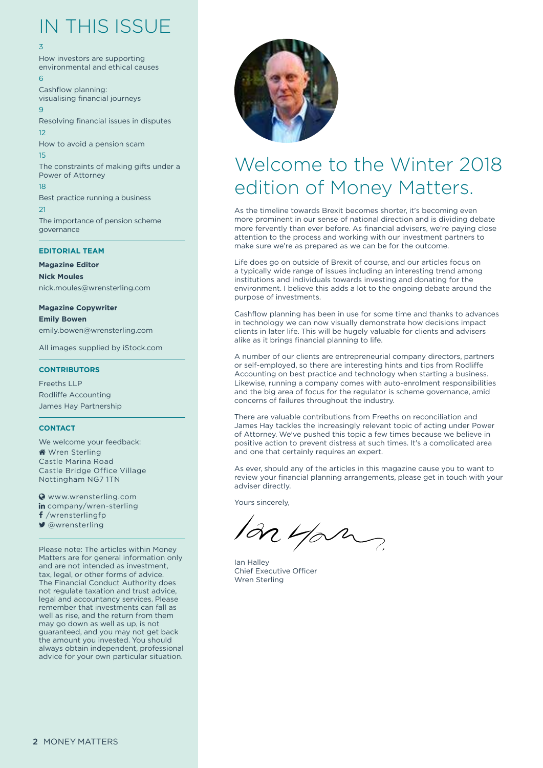# IN THIS ISSUE

3
How investors are supporting environmental and ethical causes

6
Cashflow planning: visualising financial journeys

9
Resolving financial issues in disputes

12
How to avoid a pension scam

15
The constraints of making gifts under a Power of Attorney

18
Best practice running a business

21
The importance of pension scheme governance

**EDITORIAL TEAM**

**Magazine Editor**
**Nick Moules**
nick.moules@wrensterling.com

**Magazine Copywriter**
**Emily Bowen**
emily.bowen@wrensterling.com

All images supplied by iStock.com

**CONTRIBUTORS**

Freeths LLP
Rodliffe Accounting
James Hay Partnership

**CONTACT**

We welcome your feedback:
Wren Sterling
Castle Marina Road
Castle Bridge Office Village
Nottingham NG7 1TN

www.wrensterling.com
company/wren-sterling
/wrensterlingfp
@wrensterling

Please note: The articles within Money Matters are for general information only and are not intended as investment, tax, legal, or other forms of advice. The Financial Conduct Authority does not regulate taxation and trust advice, legal and accountancy services. Please remember that investments can fall as well as rise, and the return from them may go down as well as up, is not guaranteed, and you may not get back the amount you invested. You should always obtain independent, professional advice for your own particular situation.

# Welcome to the Winter 2018 edition of Money Matters.

As the timeline towards Brexit becomes shorter, it's becoming even more prominent in our sense of national direction and is dividing debate more fervently than ever before. As financial advisers, we're paying close attention to the process and working with our investment partners to make sure we're as prepared as we can be for the outcome.

Life does go on outside of Brexit of course, and our articles focus on a typically wide range of issues including an interesting trend among institutions and individuals towards investing and donating for the environment. I believe this adds a lot to the ongoing debate around the purpose of investments.

Cashflow planning has been in use for some time and thanks to advances in technology we can now visually demonstrate how decisions impact clients in later life. This will be hugely valuable for clients and advisers alike as it brings financial planning to life.

A number of our clients are entrepreneurial company directors, partners or self-employed, so there are interesting hints and tips from Rodliffe Accounting on best practice and technology when starting a business. Likewise, running a company comes with auto-enrolment responsibilities and the big area of focus for the regulator is scheme governance, amid concerns of failures throughout the industry.

There are valuable contributions from Freeths on reconciliation and James Hay tackles the increasingly relevant topic of acting under Power of Attorney. We've pushed this topic a few times because we believe in positive action to prevent distress at such times. It's a complicated area and one that certainly requires an expert.

As ever, should any of the articles in this magazine cause you to want to review your financial planning arrangements, please get in touch with your adviser directly.

Yours sincerely,

Ian Halley
Chief Executive Officer
Wren Sterling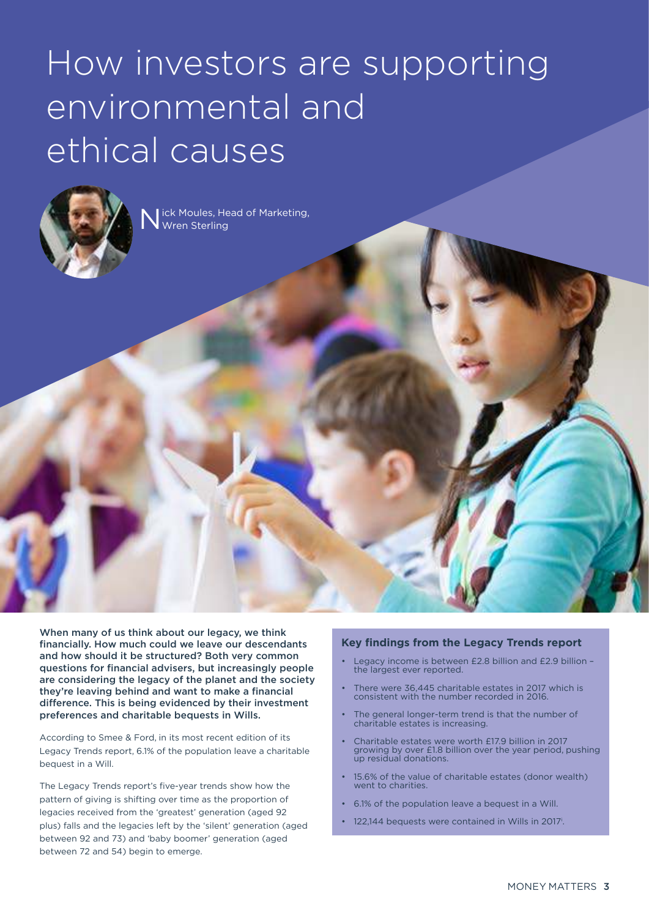# How investors are supporting environmental and ethical causes

Nick Moules, Head of Marketing, Wren Sterling

**When many of us think about our legacy, we think financially. How much could we leave our descendants and how should it be structured? Both very common questions for financial advisers, but increasingly people are considering the legacy of the planet and the society they're leaving behind and want to make a financial difference. This is being evidenced by their investment preferences and charitable bequests in Wills.**

According to Smee & Ford, in its most recent edition of its Legacy Trends report, 6.1% of the population leave a charitable bequest in a Will.

The Legacy Trends report's five-year trends show how the pattern of giving is shifting over time as the proportion of legacies received from the 'greatest' generation (aged 92 plus) falls and the legacies left by the 'silent' generation (aged between 92 and 73) and 'baby boomer' generation (aged between 72 and 54) begin to emerge.

### Key findings from the Legacy Trends report

- Legacy income is between £2.8 billion and £2.9 billion – the largest ever reported.
- There were 36,445 charitable estates in 2017 which is consistent with the number recorded in 2016.
- The general longer-term trend is that the number of charitable estates is increasing.
- Charitable estates were worth £17.9 billion in 2017 growing by over £1.8 billion over the year period, pushing up residual donations.
- 15.6% of the value of charitable estates (donor wealth) went to charities.
- 6.1% of the population leave a bequest in a Will.
- 122,144 bequests were contained in Wills in 2017[i].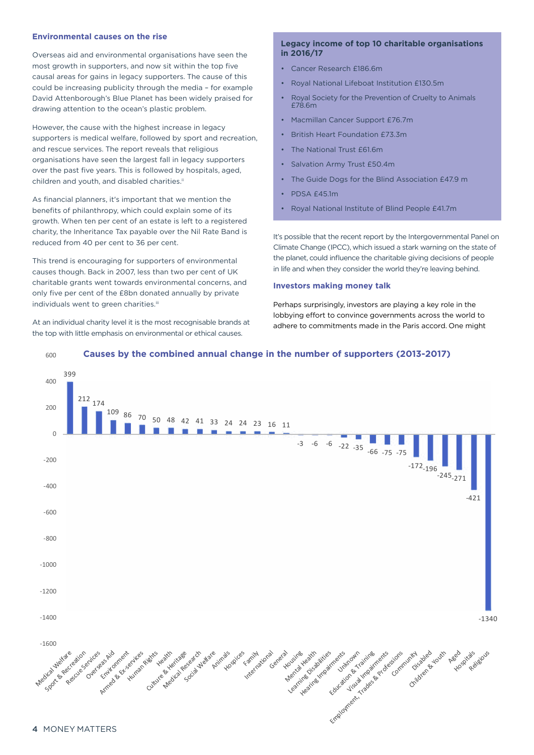### Environmental causes on the rise

Overseas aid and environmental organisations have seen the most growth in supporters, and now sit within the top five causal areas for gains in legacy supporters. The cause of this could be increasing publicity through the media – for example David Attenborough's Blue Planet has been widely praised for drawing attention to the ocean's plastic problem.

However, the cause with the highest increase in legacy supporters is medical welfare, followed by sport and recreation, and rescue services. The report reveals that religious organisations have seen the largest fall in legacy supporters over the past five years. This is followed by hospitals, aged, children and youth, and disabled charities.[ii]

As financial planners, it's important that we mention the benefits of philanthropy, which could explain some of its growth. When ten per cent of an estate is left to a registered charity, the Inheritance Tax payable over the Nil Rate Band is reduced from 40 per cent to 36 per cent.

This trend is encouraging for supporters of environmental causes though. Back in 2007, less than two per cent of UK charitable grants went towards environmental concerns, and only five per cent of the £8bn donated annually by private individuals went to green charities.[iii]

At an individual charity level it is the most recognisable brands at the top with little emphasis on environmental or ethical causes.

**Legacy income of top 10 charitable organisations in 2016/17**

- Cancer Research £186.6m
- Royal National Lifeboat Institution £130.5m
- Royal Society for the Prevention of Cruelty to Animals £78.6m
- Macmillan Cancer Support £76.7m
- British Heart Foundation £73.3m
- The National Trust £61.6m
- Salvation Army Trust £50.4m
- The Guide Dogs for the Blind Association £47.9 m
- PDSA £45.1m
- Royal National Institute of Blind People £41.7m

It's possible that the recent report by the Intergovernmental Panel on Climate Change (IPCC), which issued a stark warning on the state of the planet, could influence the charitable giving decisions of people in life and when they consider the world they're leaving behind.

### Investors making money talk

Perhaps surprisingly, investors are playing a key role in the lobbying effort to convince governments across the world to adhere to commitments made in the Paris accord. One might

**Causes by the combined annual change in the number of supporters (2013-2017)**

| Cause | Change |
|---|---|
| Medical Welfare | 399 |
| Sport & Recreation | 212 |
| Rescue Services | 174 |
| Overseas Aid | 109 |
| Environment | 86 |
| Armed & Ex-services | 70 |
| Human Rights | 50 |
| Health | 48 |
| Culture & Heritage | 42 |
| Medical Research | 41 |
| Social Welfare | 33 |
| Animals | 24 |
| Hospices | 24 |
| Family | 23 |
| International | 16 |
| General | 11 |
| Housing | -3 |
| Mental Health | -6 |
| Learning Disabilities | -6 |
| Hearing Impairments | -22 |
| Unknown | -35 |
| Education & Training | -66 |
| Visual Impairments | -75 |
| Employment, Trades & Professions | -75 |
| Community | -172 |
| Disabled | -196 |
| Children & Youth | -245 |
| Aged | -271 |
| Hospitals | -421 |
| Religious | -1340 |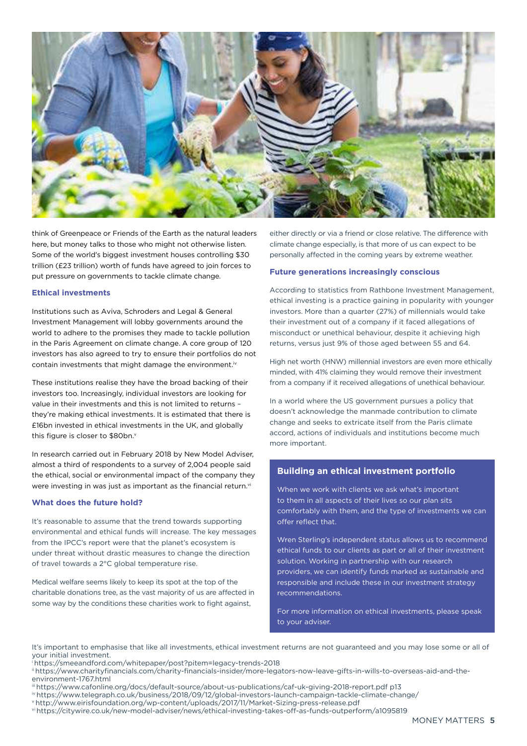think of Greenpeace or Friends of the Earth as the natural leaders here, but money talks to those who might not otherwise listen. Some of the world's biggest investment houses controlling $30 trillion (£23 trillion) worth of funds have agreed to join forces to put pressure on governments to tackle climate change.

### Ethical investments

Institutions such as Aviva, Schroders and Legal & General Investment Management will lobby governments around the world to adhere to the promises they made to tackle pollution in the Paris Agreement on climate change. A core group of 120 investors has also agreed to try to ensure their portfolios do not contain investments that might damage the environment.[iv]

These institutions realise they have the broad backing of their investors too. Increasingly, individual investors are looking for value in their investments and this is not limited to returns – they're making ethical investments. It is estimated that there is £16bn invested in ethical investments in the UK, and globally this figure is closer to $80bn.[v]

In research carried out in February 2018 by New Model Adviser, almost a third of respondents to a survey of 2,004 people said the ethical, social or environmental impact of the company they were investing in was just as important as the financial return.[vi]

### What does the future hold?

It's reasonable to assume that the trend towards supporting environmental and ethical funds will increase. The key messages from the IPCC's report were that the planet's ecosystem is under threat without drastic measures to change the direction of travel towards a 2°C global temperature rise.

Medical welfare seems likely to keep its spot at the top of the charitable donations tree, as the vast majority of us are affected in some way by the conditions these charities work to fight against, either directly or via a friend or close relative. The difference with climate change especially, is that more of us can expect to be personally affected in the coming years by extreme weather.

### Future generations increasingly conscious

According to statistics from Rathbone Investment Management, ethical investing is a practice gaining in popularity with younger investors. More than a quarter (27%) of millennials would take their investment out of a company if it faced allegations of misconduct or unethical behaviour, despite it achieving high returns, versus just 9% of those aged between 55 and 64.

High net worth (HNW) millennial investors are even more ethically minded, with 41% claiming they would remove their investment from a company if it received allegations of unethical behaviour.

In a world where the US government pursues a policy that doesn't acknowledge the manmade contribution to climate change and seeks to extricate itself from the Paris climate accord, actions of individuals and institutions become much more important.

### Building an ethical investment portfolio

When we work with clients we ask what's important to them in all aspects of their lives so our plan sits comfortably with them, and the type of investments we can offer reflect that.

Wren Sterling's independent status allows us to recommend ethical funds to our clients as part or all of their investment solution. Working in partnership with our research providers, we can identify funds marked as sustainable and responsible and include these in our investment strategy recommendations.

For more information on ethical investments, please speak to your adviser.

It's important to emphasise that like all investments, ethical investment returns are not guaranteed and you may lose some or all of your initial investment.

[i] https://smeeandford.com/whitepaper/post?pitem=legacy-trends-2018
[ii] https://www.charityfinancials.com/charity-financials-insider/more-legators-now-leave-gifts-in-wills-to-overseas-aid-and-the-environment-1767.html
[iii] https://www.cafonline.org/docs/default-source/about-us-publications/caf-uk-giving-2018-report.pdf p13
[iv] https://www.telegraph.co.uk/business/2018/09/12/global-investors-launch-campaign-tackle-climate-change/
[v] http://www.eirisfoundation.org/wp-content/uploads/2017/11/Market-Sizing-press-release.pdf
[vi] https://citywire.co.uk/new-model-adviser/news/ethical-investing-takes-off-as-funds-outperform/a1095819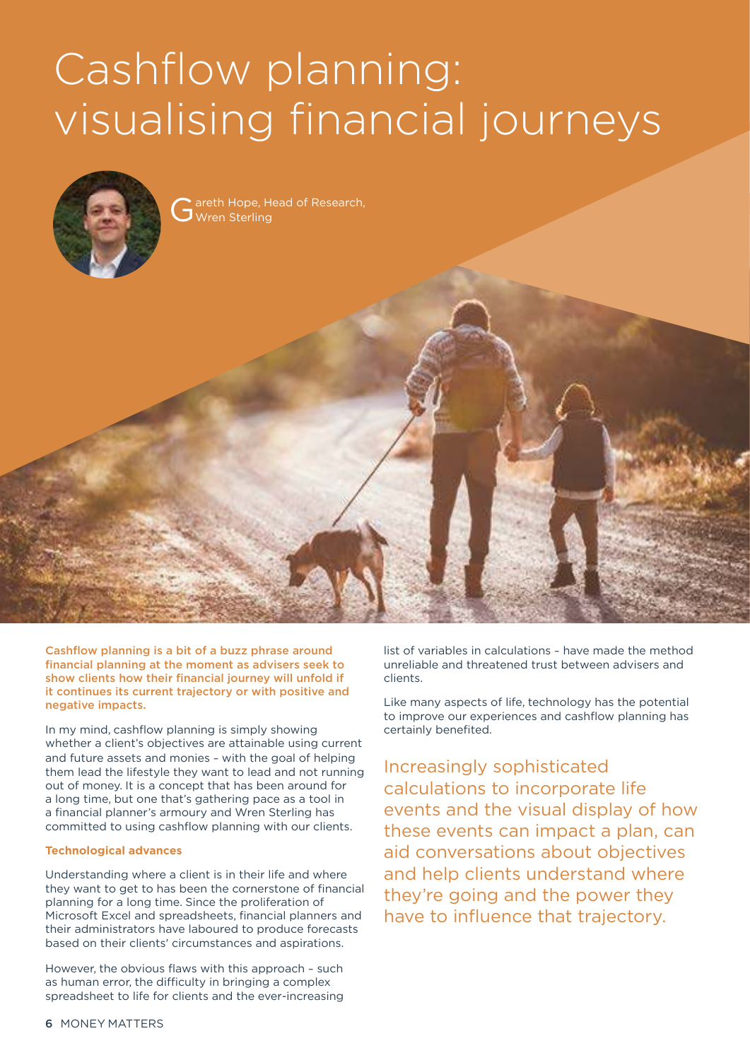# Cashflow planning: visualising financial journeys

Gareth Hope, Head of Research, Wren Sterling

**Cashflow planning is a bit of a buzz phrase around financial planning at the moment as advisers seek to show clients how their financial journey will unfold if it continues its current trajectory or with positive and negative impacts.**

In my mind, cashflow planning is simply showing whether a client's objectives are attainable using current and future assets and monies – with the goal of helping them lead the lifestyle they want to lead and not running out of money. It is a concept that has been around for a long time, but one that's gathering pace as a tool in a financial planner's armoury and Wren Sterling has committed to using cashflow planning with our clients.

### Technological advances

Understanding where a client is in their life and where they want to get to has been the cornerstone of financial planning for a long time. Since the proliferation of Microsoft Excel and spreadsheets, financial planners and their administrators have laboured to produce forecasts based on their clients' circumstances and aspirations.

However, the obvious flaws with this approach – such as human error, the difficulty in bringing a complex spreadsheet to life for clients and the ever-increasing list of variables in calculations – have made the method unreliable and threatened trust between advisers and clients.

Like many aspects of life, technology has the potential to improve our experiences and cashflow planning has certainly benefited.

> Increasingly sophisticated calculations to incorporate life events and the visual display of how these events can impact a plan, can aid conversations about objectives and help clients understand where they're going and the power they have to influence that trajectory.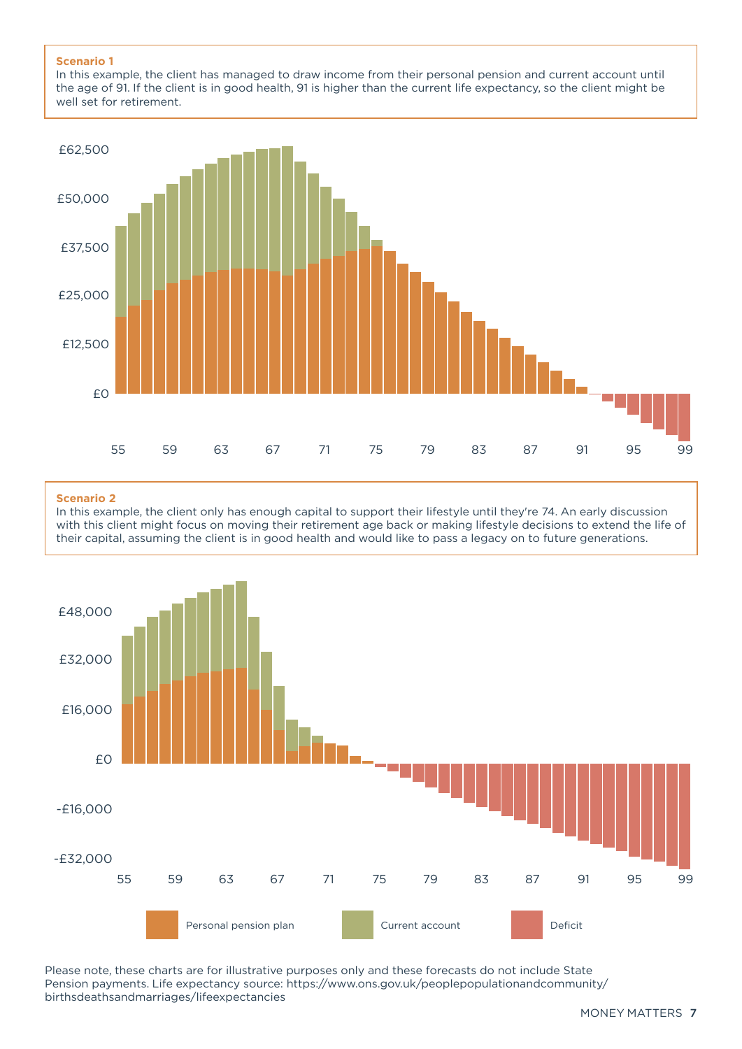**Scenario 1**

In this example, the client has managed to draw income from their personal pension and current account until the age of 91. If the client is in good health, 91 is higher than the current life expectancy, so the client might be well set for retirement.

**Scenario 2**

In this example, the client only has enough capital to support their lifestyle until they're 74. An early discussion with this client might focus on moving their retirement age back or making lifestyle decisions to extend the life of their capital, assuming the client is in good health and would like to pass a legacy on to future generations.

Personal pension plan | Current account | Deficit

Please note, these charts are for illustrative purposes only and these forecasts do not include State Pension payments. Life expectancy source: https://www.ons.gov.uk/peoplepopulationandcommunity/birthsdeathsandmarriages/lifeexpectancies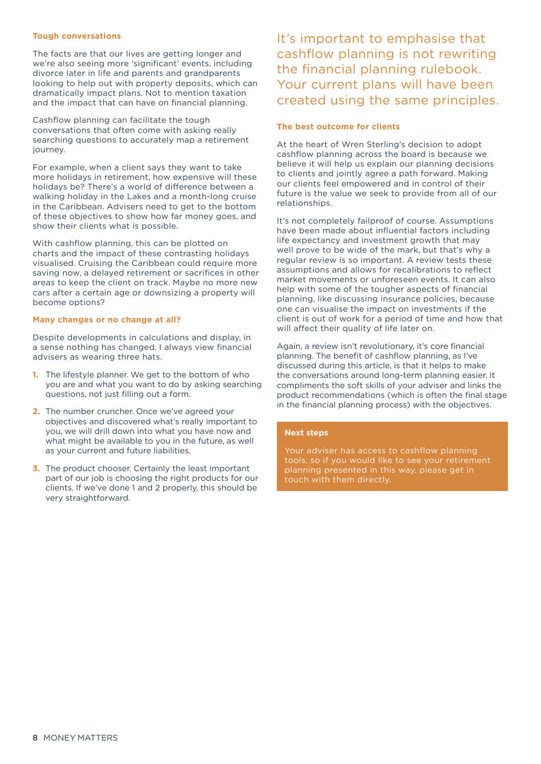### Tough conversations

The facts are that our lives are getting longer and we're also seeing more 'significant' events, including divorce later in life and parents and grandparents looking to help out with property deposits, which can dramatically impact plans. Not to mention taxation and the impact that can have on financial planning.

Cashflow planning can facilitate the tough conversations that often come with asking really searching questions to accurately map a retirement journey.

For example, when a client says they want to take more holidays in retirement, how expensive will these holidays be? There's a world of difference between a walking holiday in the Lakes and a month-long cruise in the Caribbean. Advisers need to get to the bottom of these objectives to show how far money goes, and show their clients what is possible.

With cashflow planning, this can be plotted on charts and the impact of these contrasting holidays visualised. Cruising the Caribbean could require more saving now, a delayed retirement or sacrifices in other areas to keep the client on track. Maybe no more new cars after a certain age or downsizing a property will become options?

### Many changes or no change at all?

Despite developments in calculations and display, in a sense nothing has changed. I always view financial advisers as wearing three hats.

1. The lifestyle planner. We get to the bottom of who you are and what you want to do by asking searching questions, not just filling out a form.
2. The number cruncher. Once we've agreed your objectives and discovered what's really important to you, we will drill down into what you have now and what might be available to you in the future, as well as your current and future liabilities.
3. The product chooser. Certainly the least important part of our job is choosing the right products for our clients. If we've done 1 and 2 properly, this should be very straightforward.

> It's important to emphasise that cashflow planning is not rewriting the financial planning rulebook. Your current plans will have been created using the same principles.

### The best outcome for clients

At the heart of Wren Sterling's decision to adopt cashflow planning across the board is because we believe it will help us explain our planning decisions to clients and jointly agree a path forward. Making our clients feel empowered and in control of their future is the value we seek to provide from all of our relationships.

It's not completely failproof of course. Assumptions have been made about influential factors including life expectancy and investment growth that may well prove to be wide of the mark, but that's why a regular review is so important. A review tests these assumptions and allows for recalibrations to reflect market movements or unforeseen events. It can also help with some of the tougher aspects of financial planning, like discussing insurance policies, because one can visualise the impact on investments if the client is out of work for a period of time and how that will affect their quality of life later on.

Again, a review isn't revolutionary, it's core financial planning. The benefit of cashflow planning, as I've discussed during this article, is that it helps to make the conversations around long-term planning easier. It compliments the soft skills of your adviser and links the product recommendations (which is often the final stage in the financial planning process) with the objectives.

### Next steps

Your adviser has access to cashflow planning tools, so if you would like to see your retirement planning presented in this way, please get in touch with them directly.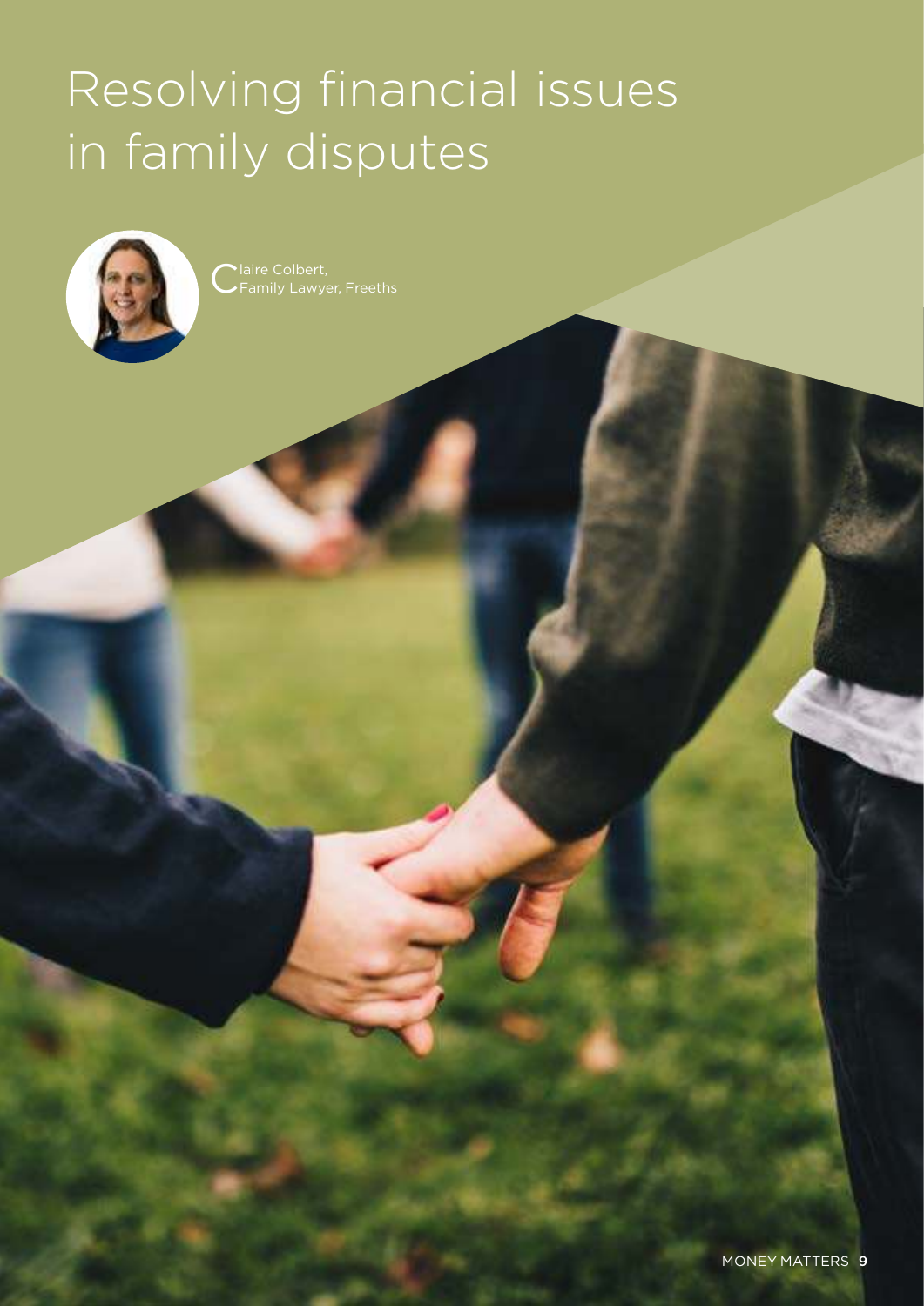# Resolving financial issues in family disputes

Claire Colbert,
Family Lawyer, Freeths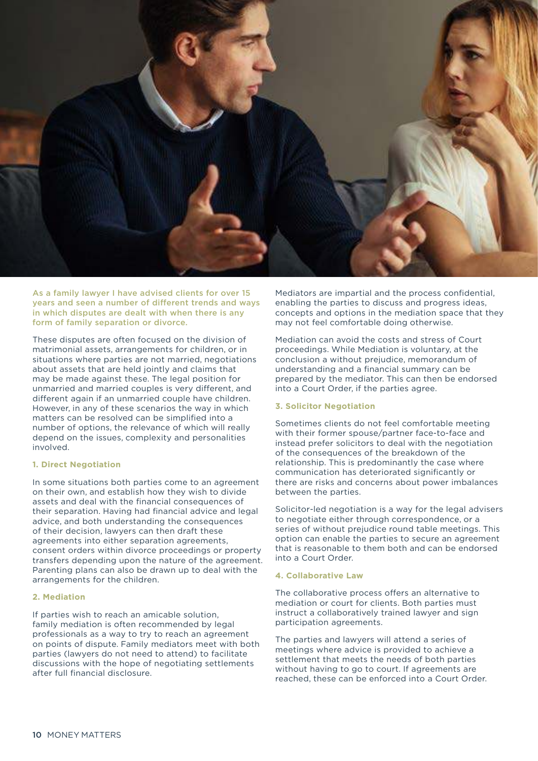**As a family lawyer I have advised clients for over 15 years and seen a number of different trends and ways in which disputes are dealt with when there is any form of family separation or divorce.**

These disputes are often focused on the division of matrimonial assets, arrangements for children, or in situations where parties are not married, negotiations about assets that are held jointly and claims that may be made against these. The legal position for unmarried and married couples is very different, and different again if an unmarried couple have children. However, in any of these scenarios the way in which matters can be resolved can be simplified into a number of options, the relevance of which will really depend on the issues, complexity and personalities involved.

### 1. Direct Negotiation

In some situations both parties come to an agreement on their own, and establish how they wish to divide assets and deal with the financial consequences of their separation. Having had financial advice and legal advice, and both understanding the consequences of their decision, lawyers can then draft these agreements into either separation agreements, consent orders within divorce proceedings or property transfers depending upon the nature of the agreement. Parenting plans can also be drawn up to deal with the arrangements for the children.

### 2. Mediation

If parties wish to reach an amicable solution, family mediation is often recommended by legal professionals as a way to try to reach an agreement on points of dispute. Family mediators meet with both parties (lawyers do not need to attend) to facilitate discussions with the hope of negotiating settlements after full financial disclosure.

Mediators are impartial and the process confidential, enabling the parties to discuss and progress ideas, concepts and options in the mediation space that they may not feel comfortable doing otherwise.

Mediation can avoid the costs and stress of Court proceedings. While Mediation is voluntary, at the conclusion a without prejudice, memorandum of understanding and a financial summary can be prepared by the mediator. This can then be endorsed into a Court Order, if the parties agree.

### 3. Solicitor Negotiation

Sometimes clients do not feel comfortable meeting with their former spouse/partner face-to-face and instead prefer solicitors to deal with the negotiation of the consequences of the breakdown of the relationship. This is predominantly the case where communication has deteriorated significantly or there are risks and concerns about power imbalances between the parties.

Solicitor-led negotiation is a way for the legal advisers to negotiate either through correspondence, or a series of without prejudice round table meetings. This option can enable the parties to secure an agreement that is reasonable to them both and can be endorsed into a Court Order.

### 4. Collaborative Law

The collaborative process offers an alternative to mediation or court for clients. Both parties must instruct a collaboratively trained lawyer and sign participation agreements.

The parties and lawyers will attend a series of meetings where advice is provided to achieve a settlement that meets the needs of both parties without having to go to court. If agreements are reached, these can be enforced into a Court Order.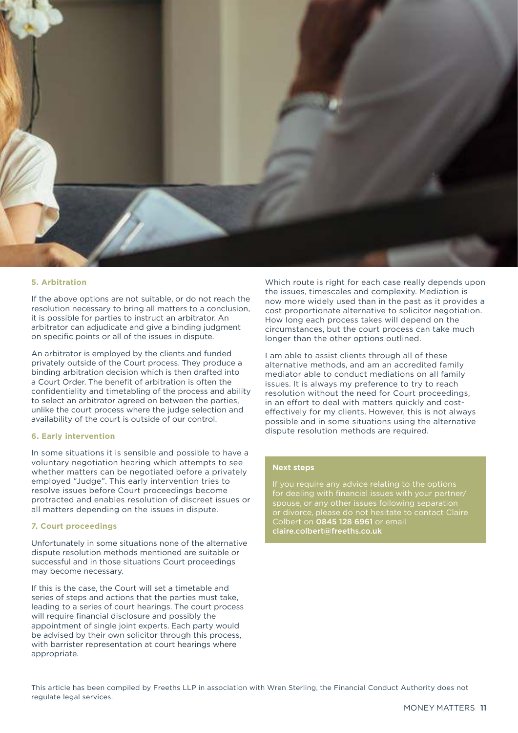### 5. Arbitration

If the above options are not suitable, or do not reach the resolution necessary to bring all matters to a conclusion, it is possible for parties to instruct an arbitrator. An arbitrator can adjudicate and give a binding judgment on specific points or all of the issues in dispute.

An arbitrator is employed by the clients and funded privately outside of the Court process. They produce a binding arbitration decision which is then drafted into a Court Order. The benefit of arbitration is often the confidentiality and timetabling of the process and ability to select an arbitrator agreed on between the parties, unlike the court process where the judge selection and availability of the court is outside of our control.

### 6. Early intervention

In some situations it is sensible and possible to have a voluntary negotiation hearing which attempts to see whether matters can be negotiated before a privately employed "Judge". This early intervention tries to resolve issues before Court proceedings become protracted and enables resolution of discreet issues or all matters depending on the issues in dispute.

### 7. Court proceedings

Unfortunately in some situations none of the alternative dispute resolution methods mentioned are suitable or successful and in those situations Court proceedings may become necessary.

If this is the case, the Court will set a timetable and series of steps and actions that the parties must take, leading to a series of court hearings. The court process will require financial disclosure and possibly the appointment of single joint experts. Each party would be advised by their own solicitor through this process, with barrister representation at court hearings where appropriate.

Which route is right for each case really depends upon the issues, timescales and complexity. Mediation is now more widely used than in the past as it provides a cost proportionate alternative to solicitor negotiation. How long each process takes will depend on the circumstances, but the court process can take much longer than the other options outlined.

I am able to assist clients through all of these alternative methods, and am an accredited family mediator able to conduct mediations on all family issues. It is always my preference to try to reach resolution without the need for Court proceedings, in an effort to deal with matters quickly and cost-effectively for my clients. However, this is not always possible and in some situations using the alternative dispute resolution methods are required.

**Next steps**

If you require any advice relating to the options for dealing with financial issues with your partner/spouse, or any other issues following separation or divorce, please do not hesitate to contact Claire Colbert on **0845 128 6961** or email **claire.colbert@freeths.co.uk**

This article has been compiled by Freeths LLP in association with Wren Sterling, the Financial Conduct Authority does not regulate legal services.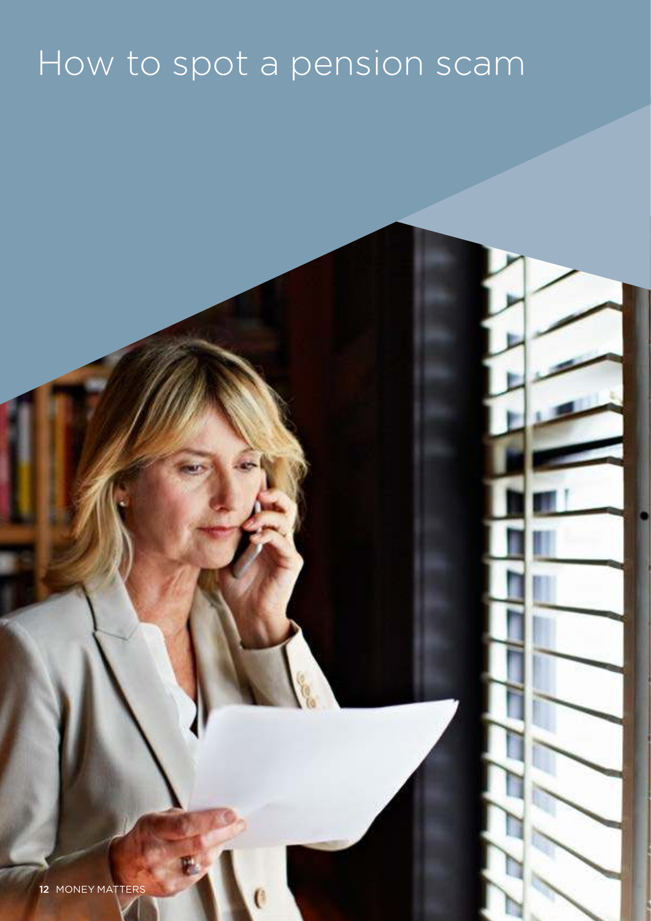# How to spot a pension scam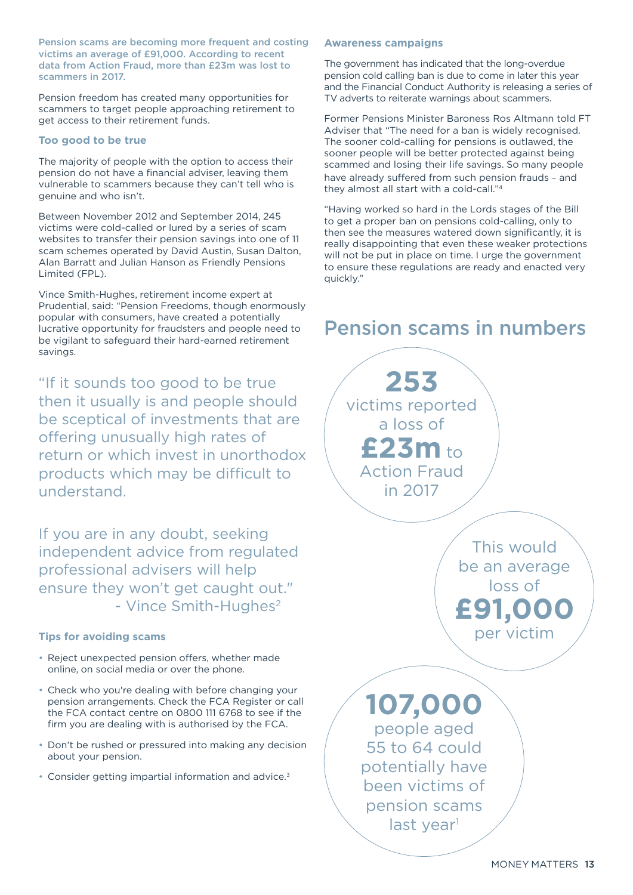**Pension scams are becoming more frequent and costing victims an average of £91,000. According to recent data from Action Fraud, more than £23m was lost to scammers in 2017.**

Pension freedom has created many opportunities for scammers to target people approaching retirement to get access to their retirement funds.

### Too good to be true

The majority of people with the option to access their pension do not have a financial adviser, leaving them vulnerable to scammers because they can't tell who is genuine and who isn't.

Between November 2012 and September 2014, 245 victims were cold-called or lured by a series of scam websites to transfer their pension savings into one of 11 scam schemes operated by David Austin, Susan Dalton, Alan Barratt and Julian Hanson as Friendly Pensions Limited (FPL).

Vince Smith-Hughes, retirement income expert at Prudential, said: "Pension Freedoms, though enormously popular with consumers, have created a potentially lucrative opportunity for fraudsters and people need to be vigilant to safeguard their hard-earned retirement savings.

"If it sounds too good to be true then it usually is and people should be sceptical of investments that are offering unusually high rates of return or which invest in unorthodox products which may be difficult to understand.

If you are in any doubt, seeking independent advice from regulated professional advisers will help ensure they won't get caught out." - Vince Smith-Hughes[2]

### Tips for avoiding scams

- Reject unexpected pension offers, whether made online, on social media or over the phone.
- Check who you're dealing with before changing your pension arrangements. Check the FCA Register or call the FCA contact centre on 0800 111 6768 to see if the firm you are dealing with is authorised by the FCA.
- Don't be rushed or pressured into making any decision about your pension.
- Consider getting impartial information and advice.[3]

### Awareness campaigns

The government has indicated that the long-overdue pension cold calling ban is due to come in later this year and the Financial Conduct Authority is releasing a series of TV adverts to reiterate warnings about scammers.

Former Pensions Minister Baroness Ros Altmann told FT Adviser that "The need for a ban is widely recognised. The sooner cold-calling for pensions is outlawed, the sooner people will be better protected against being scammed and losing their life savings. So many people have already suffered from such pension frauds - and they almost all start with a cold-call."[4]

"Having worked so hard in the Lords stages of the Bill to get a proper ban on pensions cold-calling, only to then see the measures watered down significantly, it is really disappointing that even these weaker protections will not be put in place on time. I urge the government to ensure these regulations are ready and enacted very quickly."

## Pension scams in numbers

**253** victims reported a loss of **£23m** to Action Fraud in 2017

This would be an average loss of **£91,000** per victim

**107,000** people aged 55 to 64 could potentially have been victims of pension scams last year[1]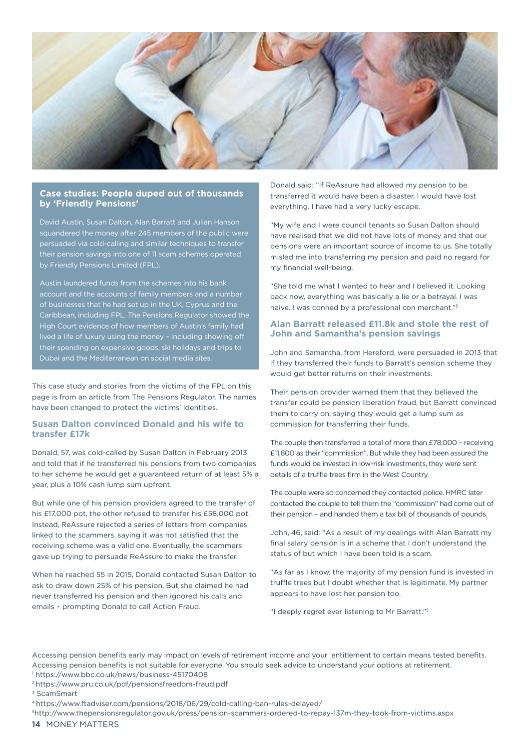## Case studies: People duped out of thousands by 'Friendly Pensions'

David Austin, Susan Dalton, Alan Barratt and Julian Hanson squandered the money after 245 members of the public were persuaded via cold-calling and similar techniques to transfer their pension savings into one of 11 scam schemes operated by Friendly Pensions Limited (FPL).

Austin laundered funds from the schemes into his bank account and the accounts of family members and a number of businesses that he had set up in the UK, Cyprus and the Caribbean, including FPL. The Pensions Regulator showed the High Court evidence of how members of Austin's family had lived a life of luxury using the money – including showing off their spending on expensive goods, ski holidays and trips to Dubai and the Mediterranean on social media sites.

This case study and stories from the victims of the FPL on this page is from an article from The Pensions Regulator. The names have been changed to protect the victims' identities.

### Susan Dalton convinced Donald and his wife to transfer £17k

Donald, 57, was cold-called by Susan Dalton in February 2013 and told that if he transferred his pensions from two companies to her scheme he would get a guaranteed return of at least 5% a year, plus a 10% cash lump sum upfront.

But while one of his pension providers agreed to the transfer of his £17,000 pot, the other refused to transfer his £58,000 pot. Instead, ReAssure rejected a series of letters from companies linked to the scammers, saying it was not satisfied that the receiving scheme was a valid one. Eventually, the scammers gave up trying to persuade ReAssure to make the transfer.

When he reached 55 in 2015, Donald contacted Susan Dalton to ask to draw down 25% of his pension. But she claimed he had never transferred his pension and then ignored his calls and emails – prompting Donald to call Action Fraud.

Donald said: "If ReAssure had allowed my pension to be transferred it would have been a disaster. I would have lost everything. I have had a very lucky escape.

"My wife and I were council tenants so Susan Dalton should have realised that we did not have lots of money and that our pensions were an important source of income to us. She totally misled me into transferring my pension and paid no regard for my financial well-being.

"She told me what I wanted to hear and I believed it. Looking back now, everything was basically a lie or a betrayal. I was naive. I was conned by a professional con merchant."[5]

### Alan Barratt released £11.8k and stole the rest of John and Samantha's pension savings

John and Samantha, from Hereford, were persuaded in 2013 that if they transferred their funds to Barratt's pension scheme they would get better returns on their investments.

Their pension provider warned them that they believed the transfer could be pension liberation fraud, but Barratt convinced them to carry on, saying they would get a lump sum as commission for transferring their funds.

The couple then transferred a total of more than £78,000 – receiving £11,800 as their "commission". But while they had been assured the funds would be invested in low-risk investments, they were sent details of a truffle trees firm in the West Country.

The couple were so concerned they contacted police. HMRC later contacted the couple to tell them the "commission" had come out of their pension – and handed them a tax bill of thousands of pounds.

John, 46, said: "As a result of my dealings with Alan Barratt my final salary pension is in a scheme that I don't understand the status of but which I have been told is a scam.

"As far as I know, the majority of my pension fund is invested in truffle trees but I doubt whether that is legitimate. My partner appears to have lost her pension too.

"I deeply regret ever listening to Mr Barratt."[5]

Accessing pension benefits early may impact on levels of retirement income and your entitlement to certain means tested benefits. Accessing pension benefits is not suitable for everyone. You should seek advice to understand your options at retirement.

[1] https://www.bbc.co.uk/news/business-45170408
[2] https://www.pru.co.uk/pdf/pensionsfreedom-fraud.pdf
[3] ScamSmart
[4] https://www.ftadviser.com/pensions/2018/06/29/cold-calling-ban-rules-delayed/
[5] http://www.thepensionsregulator.gov.uk/press/pension-scammers-ordered-to-repay-137m-they-took-from-victims.aspx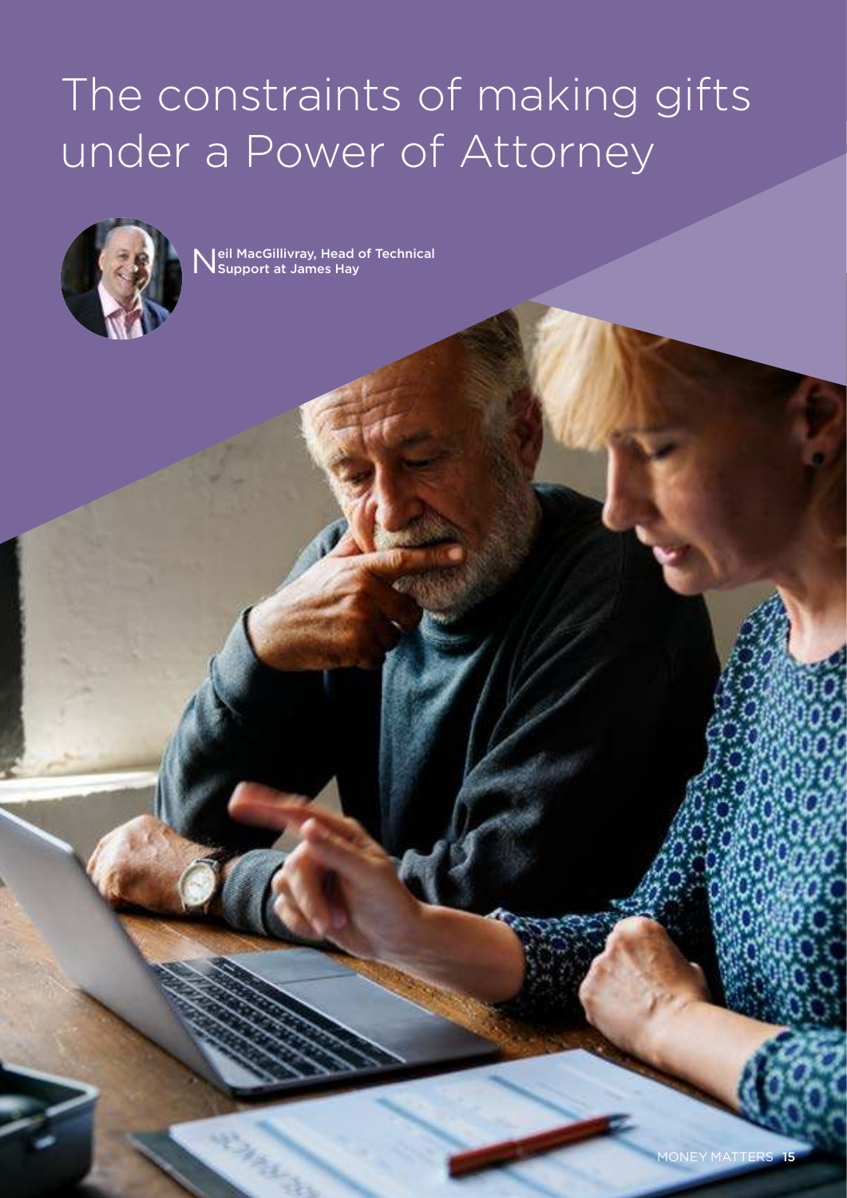# The constraints of making gifts under a Power of Attorney

Neil MacGillivray, Head of Technical Support at James Hay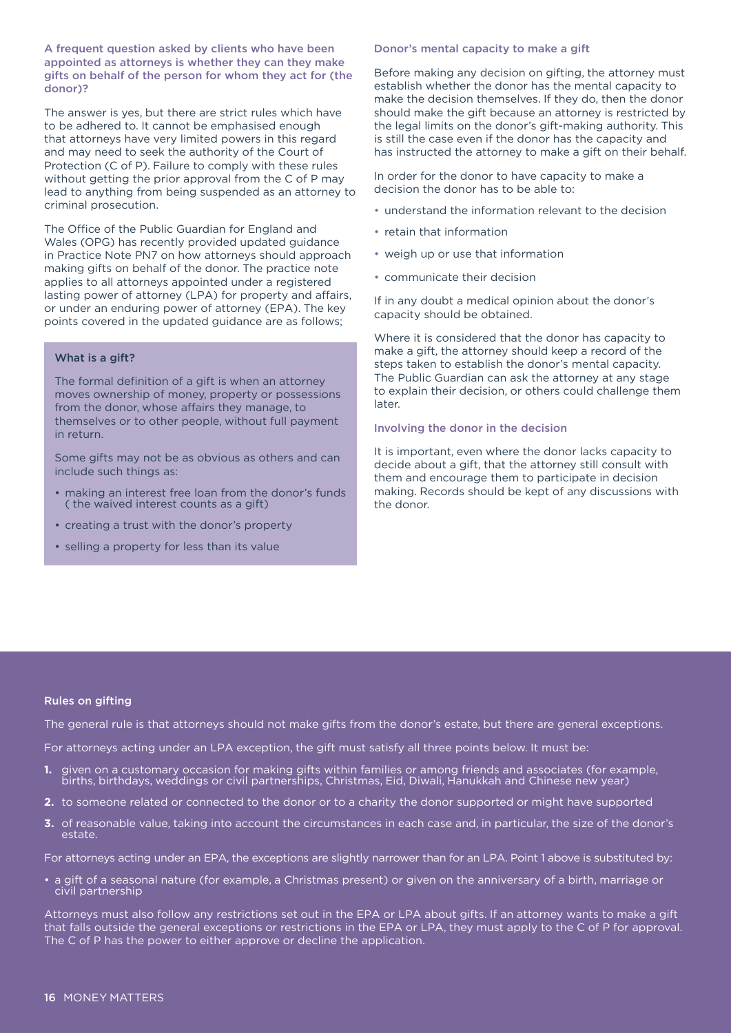**A frequent question asked by clients who have been appointed as attorneys is whether they can they make gifts on behalf of the person for whom they act for (the donor)?**

The answer is yes, but there are strict rules which have to be adhered to. It cannot be emphasised enough that attorneys have very limited powers in this regard and may need to seek the authority of the Court of Protection (C of P). Failure to comply with these rules without getting the prior approval from the C of P may lead to anything from being suspended as an attorney to criminal prosecution.

The Office of the Public Guardian for England and Wales (OPG) has recently provided updated guidance in Practice Note PN7 on how attorneys should approach making gifts on behalf of the donor. The practice note applies to all attorneys appointed under a registered lasting power of attorney (LPA) for property and affairs, or under an enduring power of attorney (EPA). The key points covered in the updated guidance are as follows;

### What is a gift?

The formal definition of a gift is when an attorney moves ownership of money, property or possessions from the donor, whose affairs they manage, to themselves or to other people, without full payment in return.

Some gifts may not be as obvious as others and can include such things as:

- making an interest free loan from the donor's funds ( the waived interest counts as a gift)
- creating a trust with the donor's property
- selling a property for less than its value

### Donor's mental capacity to make a gift

Before making any decision on gifting, the attorney must establish whether the donor has the mental capacity to make the decision themselves. If they do, then the donor should make the gift because an attorney is restricted by the legal limits on the donor's gift-making authority. This is still the case even if the donor has the capacity and has instructed the attorney to make a gift on their behalf.

In order for the donor to have capacity to make a decision the donor has to be able to:

- understand the information relevant to the decision
- retain that information
- weigh up or use that information
- communicate their decision

If in any doubt a medical opinion about the donor's capacity should be obtained.

Where it is considered that the donor has capacity to make a gift, the attorney should keep a record of the steps taken to establish the donor's mental capacity. The Public Guardian can ask the attorney at any stage to explain their decision, or others could challenge them later.

### Involving the donor in the decision

It is important, even where the donor lacks capacity to decide about a gift, that the attorney still consult with them and encourage them to participate in decision making. Records should be kept of any discussions with the donor.

### Rules on gifting

The general rule is that attorneys should not make gifts from the donor's estate, but there are general exceptions.

For attorneys acting under an LPA exception, the gift must satisfy all three points below. It must be:

1. given on a customary occasion for making gifts within families or among friends and associates (for example, births, birthdays, weddings or civil partnerships, Christmas, Eid, Diwali, Hanukkah and Chinese new year)
2. to someone related or connected to the donor or to a charity the donor supported or might have supported
3. of reasonable value, taking into account the circumstances in each case and, in particular, the size of the donor's estate.

For attorneys acting under an EPA, the exceptions are slightly narrower than for an LPA. Point 1 above is substituted by:

- a gift of a seasonal nature (for example, a Christmas present) or given on the anniversary of a birth, marriage or civil partnership

Attorneys must also follow any restrictions set out in the EPA or LPA about gifts. If an attorney wants to make a gift that falls outside the general exceptions or restrictions in the EPA or LPA, they must apply to the C of P for approval. The C of P has the power to either approve or decline the application.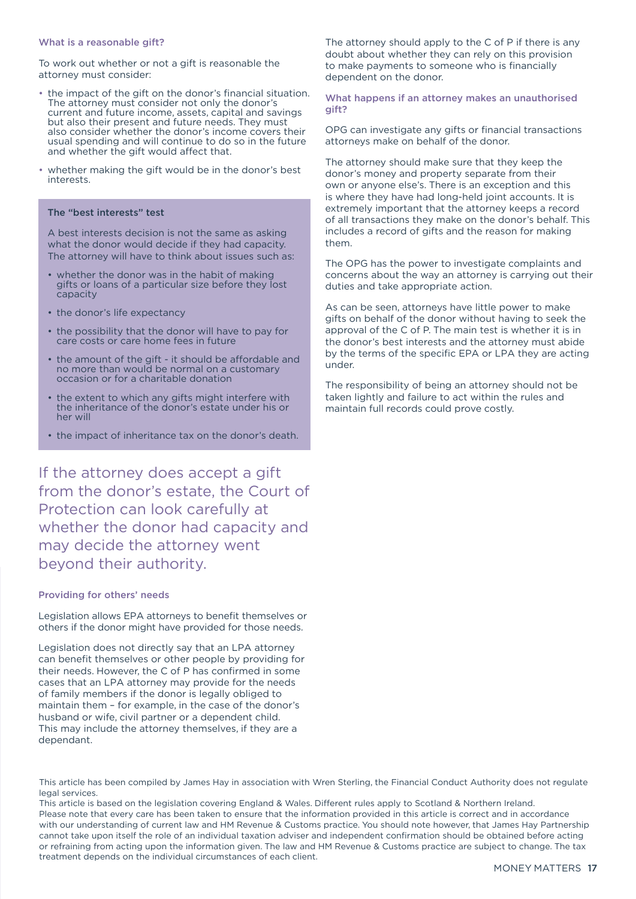### What is a reasonable gift?

To work out whether or not a gift is reasonable the attorney must consider:

- the impact of the gift on the donor's financial situation. The attorney must consider not only the donor's current and future income, assets, capital and savings but also their present and future needs. They must also consider whether the donor's income covers their usual spending and will continue to do so in the future and whether the gift would affect that.
- whether making the gift would be in the donor's best interests.

#### The "best interests" test

A best interests decision is not the same as asking what the donor would decide if they had capacity. The attorney will have to think about issues such as:

- whether the donor was in the habit of making gifts or loans of a particular size before they lost capacity
- the donor's life expectancy
- the possibility that the donor will have to pay for care costs or care home fees in future
- the amount of the gift - it should be affordable and no more than would be normal on a customary occasion or for a charitable donation
- the extent to which any gifts might interfere with the inheritance of the donor's estate under his or her will
- the impact of inheritance tax on the donor's death.

If the attorney does accept a gift from the donor's estate, the Court of Protection can look carefully at whether the donor had capacity and may decide the attorney went beyond their authority.

### Providing for others' needs

Legislation allows EPA attorneys to benefit themselves or others if the donor might have provided for those needs.

Legislation does not directly say that an LPA attorney can benefit themselves or other people by providing for their needs. However, the C of P has confirmed in some cases that an LPA attorney may provide for the needs of family members if the donor is legally obliged to maintain them – for example, in the case of the donor's husband or wife, civil partner or a dependent child. This may include the attorney themselves, if they are a dependant.

The attorney should apply to the C of P if there is any doubt about whether they can rely on this provision to make payments to someone who is financially dependent on the donor.

### What happens if an attorney makes an unauthorised gift?

OPG can investigate any gifts or financial transactions attorneys make on behalf of the donor.

The attorney should make sure that they keep the donor's money and property separate from their own or anyone else's. There is an exception and this is where they have had long-held joint accounts. It is extremely important that the attorney keeps a record of all transactions they make on the donor's behalf. This includes a record of gifts and the reason for making them.

The OPG has the power to investigate complaints and concerns about the way an attorney is carrying out their duties and take appropriate action.

As can be seen, attorneys have little power to make gifts on behalf of the donor without having to seek the approval of the C of P. The main test is whether it is in the donor's best interests and the attorney must abide by the terms of the specific EPA or LPA they are acting under.

The responsibility of being an attorney should not be taken lightly and failure to act within the rules and maintain full records could prove costly.

This article has been compiled by James Hay in association with Wren Sterling, the Financial Conduct Authority does not regulate legal services.
This article is based on the legislation covering England & Wales. Different rules apply to Scotland & Northern Ireland.
Please note that every care has been taken to ensure that the information provided in this article is correct and in accordance with our understanding of current law and HM Revenue & Customs practice. You should note however, that James Hay Partnership cannot take upon itself the role of an individual taxation adviser and independent confirmation should be obtained before acting or refraining from acting upon the information given. The law and HM Revenue & Customs practice are subject to change. The tax treatment depends on the individual circumstances of each client.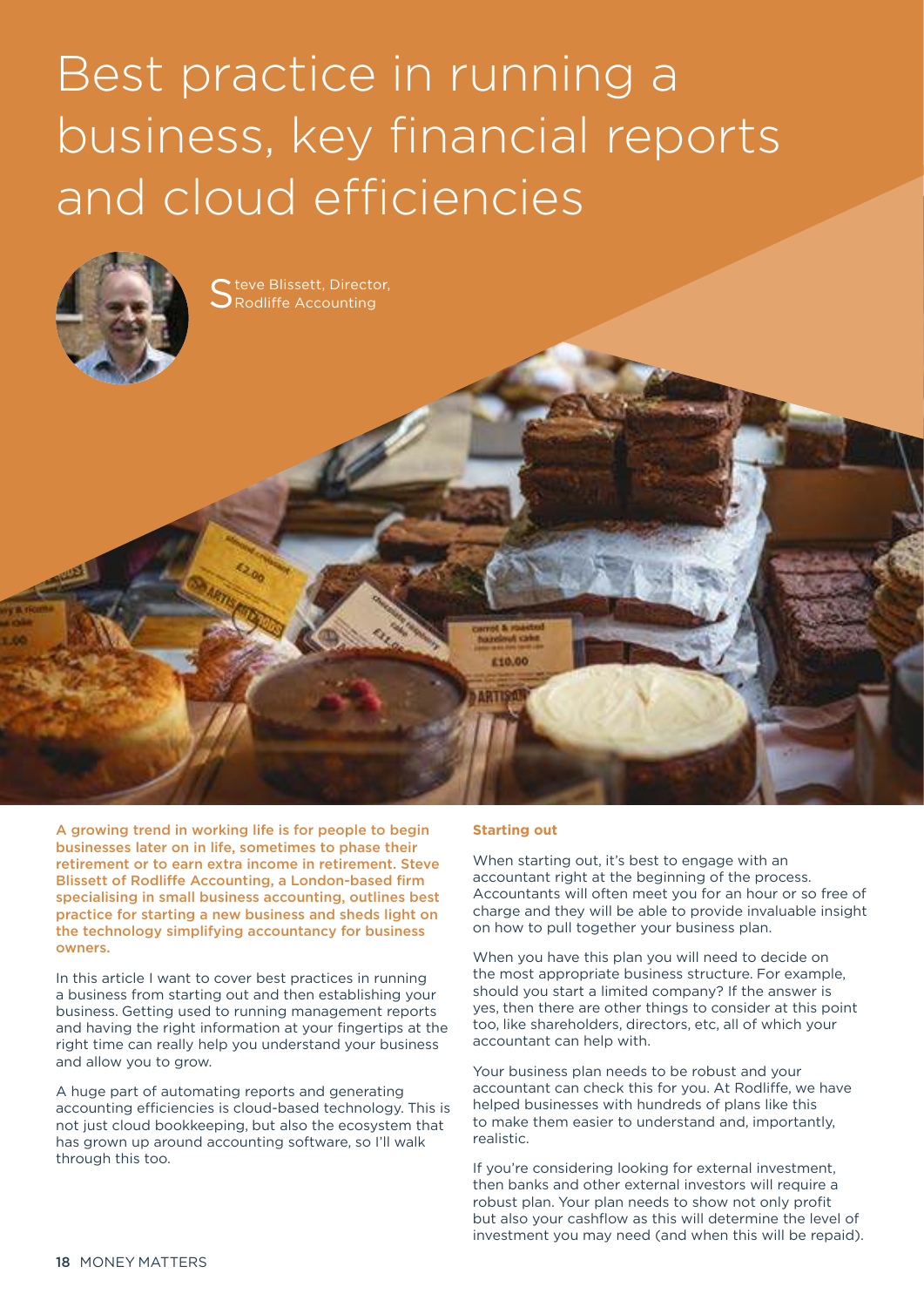# Best practice in running a business, key financial reports and cloud efficiencies

Steve Blissett, Director, Rodliffe Accounting

**A growing trend in working life is for people to begin businesses later on in life, sometimes to phase their retirement or to earn extra income in retirement. Steve Blissett of Rodliffe Accounting, a London-based firm specialising in small business accounting, outlines best practice for starting a new business and sheds light on the technology simplifying accountancy for business owners.**

In this article I want to cover best practices in running a business from starting out and then establishing your business. Getting used to running management reports and having the right information at your fingertips at the right time can really help you understand your business and allow you to grow.

A huge part of automating reports and generating accounting efficiencies is cloud-based technology. This is not just cloud bookkeeping, but also the ecosystem that has grown up around accounting software, so I'll walk through this too.

### Starting out

When starting out, it's best to engage with an accountant right at the beginning of the process. Accountants will often meet you for an hour or so free of charge and they will be able to provide invaluable insight on how to pull together your business plan.

When you have this plan you will need to decide on the most appropriate business structure. For example, should you start a limited company? If the answer is yes, then there are other things to consider at this point too, like shareholders, directors, etc, all of which your accountant can help with.

Your business plan needs to be robust and your accountant can check this for you. At Rodliffe, we have helped businesses with hundreds of plans like this to make them easier to understand and, importantly, realistic.

If you're considering looking for external investment, then banks and other external investors will require a robust plan. Your plan needs to show not only profit but also your cashflow as this will determine the level of investment you may need (and when this will be repaid).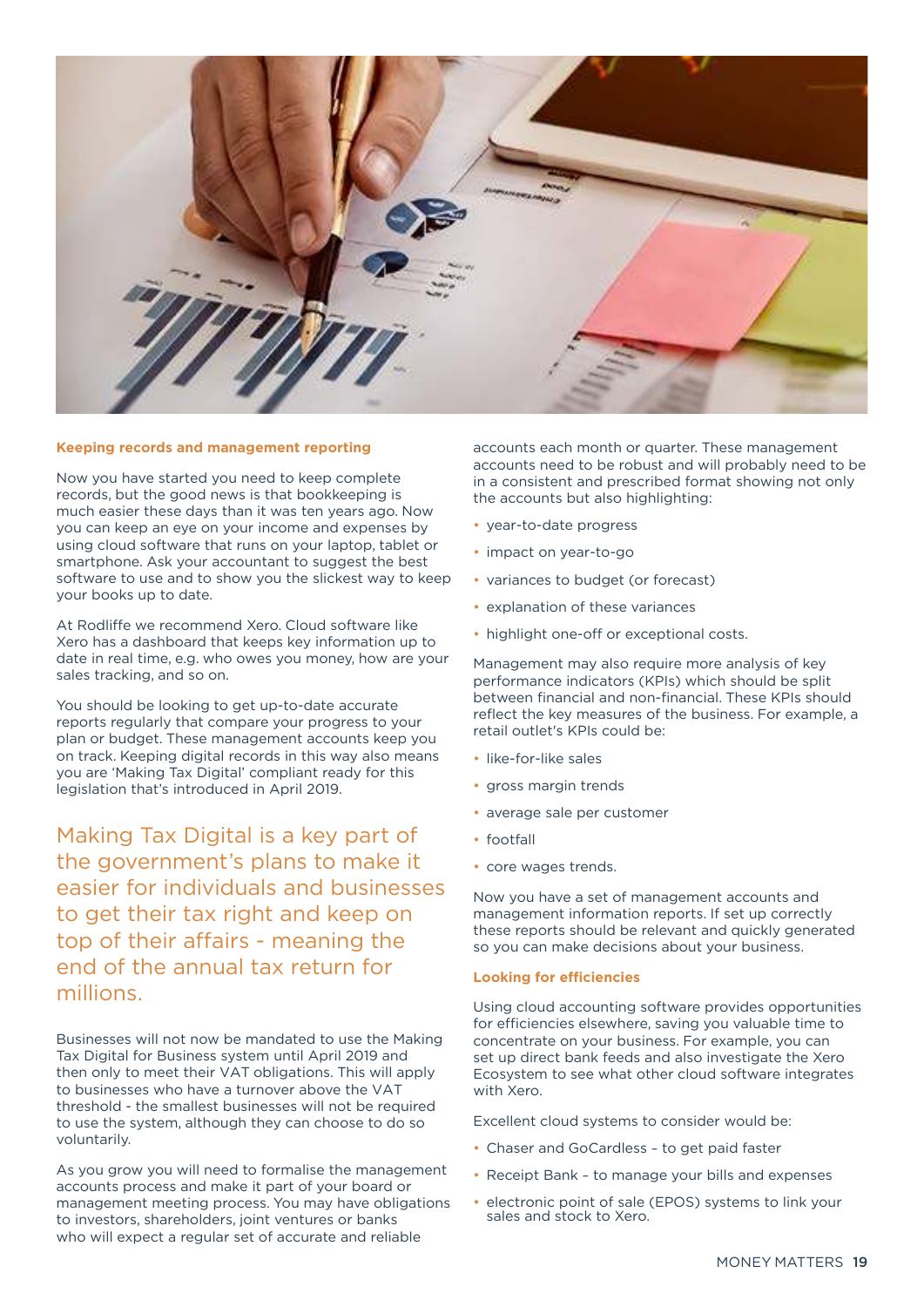### Keeping records and management reporting

Now you have started you need to keep complete records, but the good news is that bookkeeping is much easier these days than it was ten years ago. Now you can keep an eye on your income and expenses by using cloud software that runs on your laptop, tablet or smartphone. Ask your accountant to suggest the best software to use and to show you the slickest way to keep your books up to date.

At Rodliffe we recommend Xero. Cloud software like Xero has a dashboard that keeps key information up to date in real time, e.g. who owes you money, how are your sales tracking, and so on.

You should be looking to get up-to-date accurate reports regularly that compare your progress to your plan or budget. These management accounts keep you on track. Keeping digital records in this way also means you are 'Making Tax Digital' compliant ready for this legislation that's introduced in April 2019.

> Making Tax Digital is a key part of the government's plans to make it easier for individuals and businesses to get their tax right and keep on top of their affairs - meaning the end of the annual tax return for millions.

Businesses will not now be mandated to use the Making Tax Digital for Business system until April 2019 and then only to meet their VAT obligations. This will apply to businesses who have a turnover above the VAT threshold - the smallest businesses will not be required to use the system, although they can choose to do so voluntarily.

As you grow you will need to formalise the management accounts process and make it part of your board or management meeting process. You may have obligations to investors, shareholders, joint ventures or banks who will expect a regular set of accurate and reliable accounts each month or quarter. These management accounts need to be robust and will probably need to be in a consistent and prescribed format showing not only the accounts but also highlighting:

- year-to-date progress
- impact on year-to-go
- variances to budget (or forecast)
- explanation of these variances
- highlight one-off or exceptional costs.

Management may also require more analysis of key performance indicators (KPIs) which should be split between financial and non-financial. These KPIs should reflect the key measures of the business. For example, a retail outlet's KPIs could be:

- like-for-like sales
- gross margin trends
- average sale per customer
- footfall
- core wages trends.

Now you have a set of management accounts and management information reports. If set up correctly these reports should be relevant and quickly generated so you can make decisions about your business.

### Looking for efficiencies

Using cloud accounting software provides opportunities for efficiencies elsewhere, saving you valuable time to concentrate on your business. For example, you can set up direct bank feeds and also investigate the Xero Ecosystem to see what other cloud software integrates with Xero.

Excellent cloud systems to consider would be:

- Chaser and GoCardless – to get paid faster
- Receipt Bank – to manage your bills and expenses
- electronic point of sale (EPOS) systems to link your sales and stock to Xero.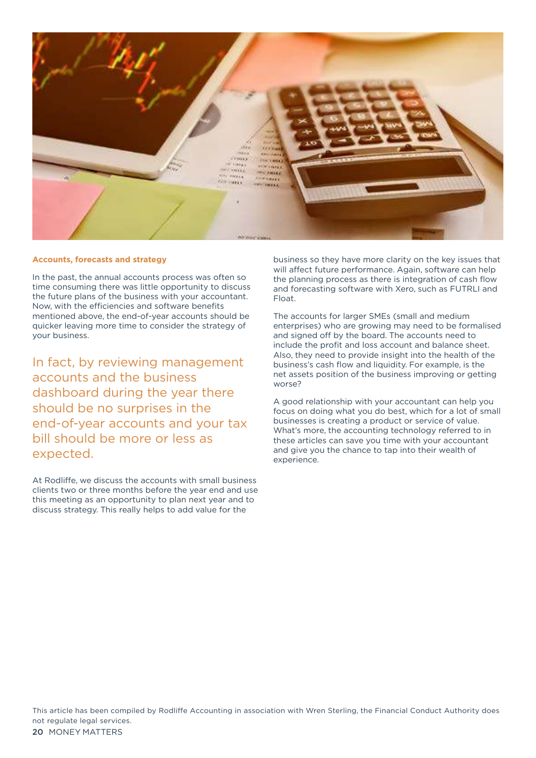### Accounts, forecasts and strategy

In the past, the annual accounts process was often so time consuming there was little opportunity to discuss the future plans of the business with your accountant. Now, with the efficiencies and software benefits mentioned above, the end-of-year accounts should be quicker leaving more time to consider the strategy of your business.

> In fact, by reviewing management accounts and the business dashboard during the year there should be no surprises in the end-of-year accounts and your tax bill should be more or less as expected.

At Rodliffe, we discuss the accounts with small business clients two or three months before the year end and use this meeting as an opportunity to plan next year and to discuss strategy. This really helps to add value for the business so they have more clarity on the key issues that will affect future performance. Again, software can help the planning process as there is integration of cash flow and forecasting software with Xero, such as FUTRLI and Float.

The accounts for larger SMEs (small and medium enterprises) who are growing may need to be formalised and signed off by the board. The accounts need to include the profit and loss account and balance sheet. Also, they need to provide insight into the health of the business's cash flow and liquidity. For example, is the net assets position of the business improving or getting worse?

A good relationship with your accountant can help you focus on doing what you do best, which for a lot of small businesses is creating a product or service of value. What's more, the accounting technology referred to in these articles can save you time with your accountant and give you the chance to tap into their wealth of experience.

This article has been compiled by Rodliffe Accounting in association with Wren Sterling, the Financial Conduct Authority does not regulate legal services.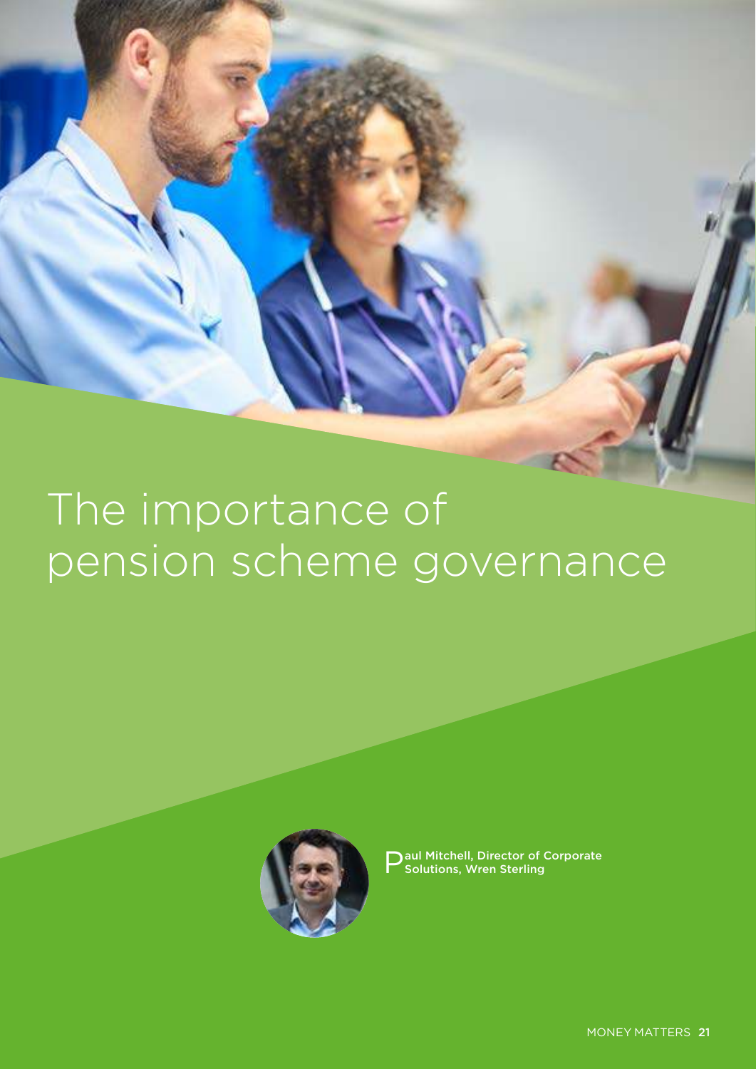# The importance of pension scheme governance

Paul Mitchell, Director of Corporate Solutions, Wren Sterling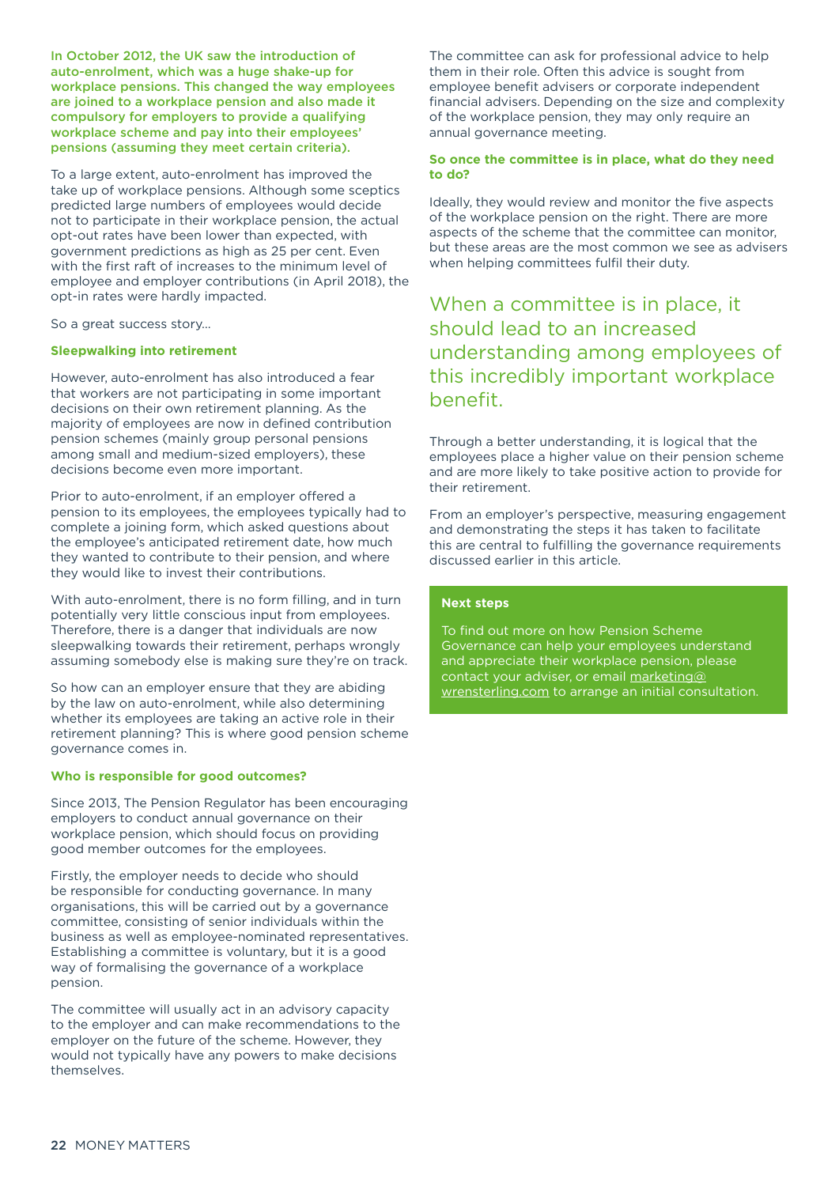**In October 2012, the UK saw the introduction of auto-enrolment, which was a huge shake-up for workplace pensions. This changed the way employees are joined to a workplace pension and also made it compulsory for employers to provide a qualifying workplace scheme and pay into their employees' pensions (assuming they meet certain criteria).**

To a large extent, auto-enrolment has improved the take up of workplace pensions. Although some sceptics predicted large numbers of employees would decide not to participate in their workplace pension, the actual opt-out rates have been lower than expected, with government predictions as high as 25 per cent. Even with the first raft of increases to the minimum level of employee and employer contributions (in April 2018), the opt-in rates were hardly impacted.

So a great success story...

### Sleepwalking into retirement

However, auto-enrolment has also introduced a fear that workers are not participating in some important decisions on their own retirement planning. As the majority of employees are now in defined contribution pension schemes (mainly group personal pensions among small and medium-sized employers), these decisions become even more important.

Prior to auto-enrolment, if an employer offered a pension to its employees, the employees typically had to complete a joining form, which asked questions about the employee's anticipated retirement date, how much they wanted to contribute to their pension, and where they would like to invest their contributions.

With auto-enrolment, there is no form filling, and in turn potentially very little conscious input from employees. Therefore, there is a danger that individuals are now sleepwalking towards their retirement, perhaps wrongly assuming somebody else is making sure they're on track.

So how can an employer ensure that they are abiding by the law on auto-enrolment, while also determining whether its employees are taking an active role in their retirement planning? This is where good pension scheme governance comes in.

### Who is responsible for good outcomes?

Since 2013, The Pension Regulator has been encouraging employers to conduct annual governance on their workplace pension, which should focus on providing good member outcomes for the employees.

Firstly, the employer needs to decide who should be responsible for conducting governance. In many organisations, this will be carried out by a governance committee, consisting of senior individuals within the business as well as employee-nominated representatives. Establishing a committee is voluntary, but it is a good way of formalising the governance of a workplace pension.

The committee will usually act in an advisory capacity to the employer and can make recommendations to the employer on the future of the scheme. However, they would not typically have any powers to make decisions themselves.

The committee can ask for professional advice to help them in their role. Often this advice is sought from employee benefit advisers or corporate independent financial advisers. Depending on the size and complexity of the workplace pension, they may only require an annual governance meeting.

### So once the committee is in place, what do they need to do?

Ideally, they would review and monitor the five aspects of the workplace pension on the right. There are more aspects of the scheme that the committee can monitor, but these areas are the most common we see as advisers when helping committees fulfil their duty.

> When a committee is in place, it should lead to an increased understanding among employees of this incredibly important workplace benefit.

Through a better understanding, it is logical that the employees place a higher value on their pension scheme and are more likely to take positive action to provide for their retirement.

From an employer's perspective, measuring engagement and demonstrating the steps it has taken to facilitate this are central to fulfilling the governance requirements discussed earlier in this article.

### Next steps

To find out more on how Pension Scheme Governance can help your employees understand and appreciate their workplace pension, please contact your adviser, or email marketing@wrensterling.com to arrange an initial consultation.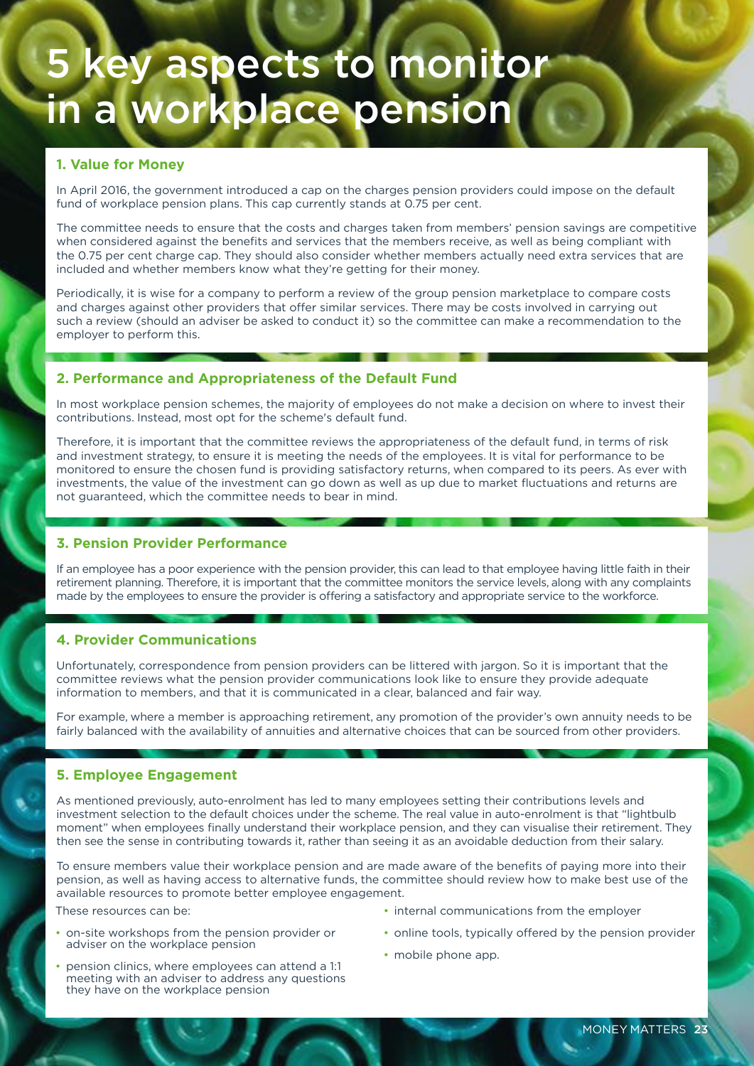# 5 key aspects to monitor in a workplace pension

### 1. Value for Money

In April 2016, the government introduced a cap on the charges pension providers could impose on the default fund of workplace pension plans. This cap currently stands at 0.75 per cent.

The committee needs to ensure that the costs and charges taken from members' pension savings are competitive when considered against the benefits and services that the members receive, as well as being compliant with the 0.75 per cent charge cap. They should also consider whether members actually need extra services that are included and whether members know what they're getting for their money.

Periodically, it is wise for a company to perform a review of the group pension marketplace to compare costs and charges against other providers that offer similar services. There may be costs involved in carrying out such a review (should an adviser be asked to conduct it) so the committee can make a recommendation to the employer to perform this.

### 2. Performance and Appropriateness of the Default Fund

In most workplace pension schemes, the majority of employees do not make a decision on where to invest their contributions. Instead, most opt for the scheme's default fund.

Therefore, it is important that the committee reviews the appropriateness of the default fund, in terms of risk and investment strategy, to ensure it is meeting the needs of the employees. It is vital for performance to be monitored to ensure the chosen fund is providing satisfactory returns, when compared to its peers. As ever with investments, the value of the investment can go down as well as up due to market fluctuations and returns are not guaranteed, which the committee needs to bear in mind.

### 3. Pension Provider Performance

If an employee has a poor experience with the pension provider, this can lead to that employee having little faith in their retirement planning. Therefore, it is important that the committee monitors the service levels, along with any complaints made by the employees to ensure the provider is offering a satisfactory and appropriate service to the workforce.

### 4. Provider Communications

Unfortunately, correspondence from pension providers can be littered with jargon. So it is important that the committee reviews what the pension provider communications look like to ensure they provide adequate information to members, and that it is communicated in a clear, balanced and fair way.

For example, where a member is approaching retirement, any promotion of the provider's own annuity needs to be fairly balanced with the availability of annuities and alternative choices that can be sourced from other providers.

### 5. Employee Engagement

As mentioned previously, auto-enrolment has led to many employees setting their contributions levels and investment selection to the default choices under the scheme. The real value in auto-enrolment is that "lightbulb moment" when employees finally understand their workplace pension, and they can visualise their retirement. They then see the sense in contributing towards it, rather than seeing it as an avoidable deduction from their salary.

To ensure members value their workplace pension and are made aware of the benefits of paying more into their pension, as well as having access to alternative funds, the committee should review how to make best use of the available resources to promote better employee engagement.

These resources can be:

- on-site workshops from the pension provider or adviser on the workplace pension
- pension clinics, where employees can attend a 1:1 meeting with an adviser to address any questions they have on the workplace pension
- internal communications from the employer
- online tools, typically offered by the pension provider
- mobile phone app.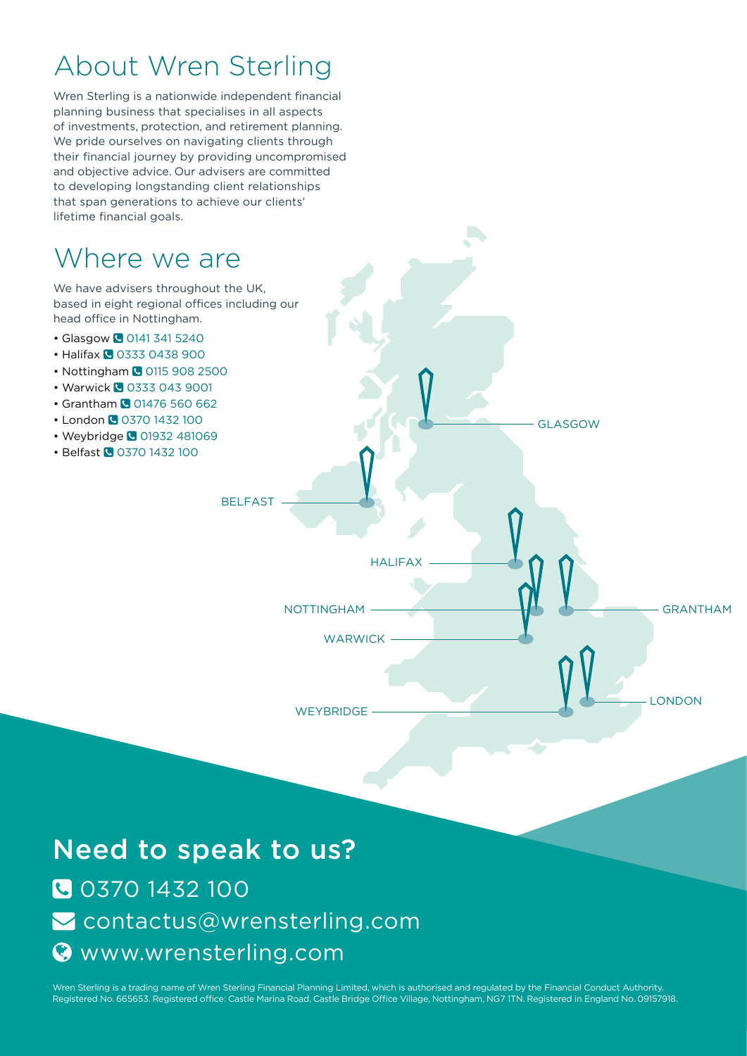# About Wren Sterling

Wren Sterling is a nationwide independent financial planning business that specialises in all aspects of investments, protection, and retirement planning. We pride ourselves on navigating clients through their financial journey by providing uncompromised and objective advice. Our advisers are committed to developing longstanding client relationships that span generations to achieve our clients' lifetime financial goals.

# Where we are

We have advisers throughout the UK, based in eight regional offices including our head office in Nottingham.

- Glasgow 0141 341 5240
- Halifax 0333 0438 900
- Nottingham 0115 908 2500
- Warwick 0333 043 9001
- Grantham 01476 560 662
- London 0370 1432 100
- Weybridge 01932 481069
- Belfast 0370 1432 100

GLASGOW
BELFAST
HALIFAX
NOTTINGHAM
GRANTHAM
WARWICK
LONDON
WEYBRIDGE

## Need to speak to us?

0370 1432 100

contactus@wrensterling.com

www.wrensterling.com

Wren Sterling is a trading name of Wren Sterling Financial Planning Limited, which is authorised and regulated by the Financial Conduct Authority. Registered No. 665653. Registered office: Castle Marina Road, Castle Bridge Office Village, Nottingham, NG7 1TN. Registered in England No. 09157918.